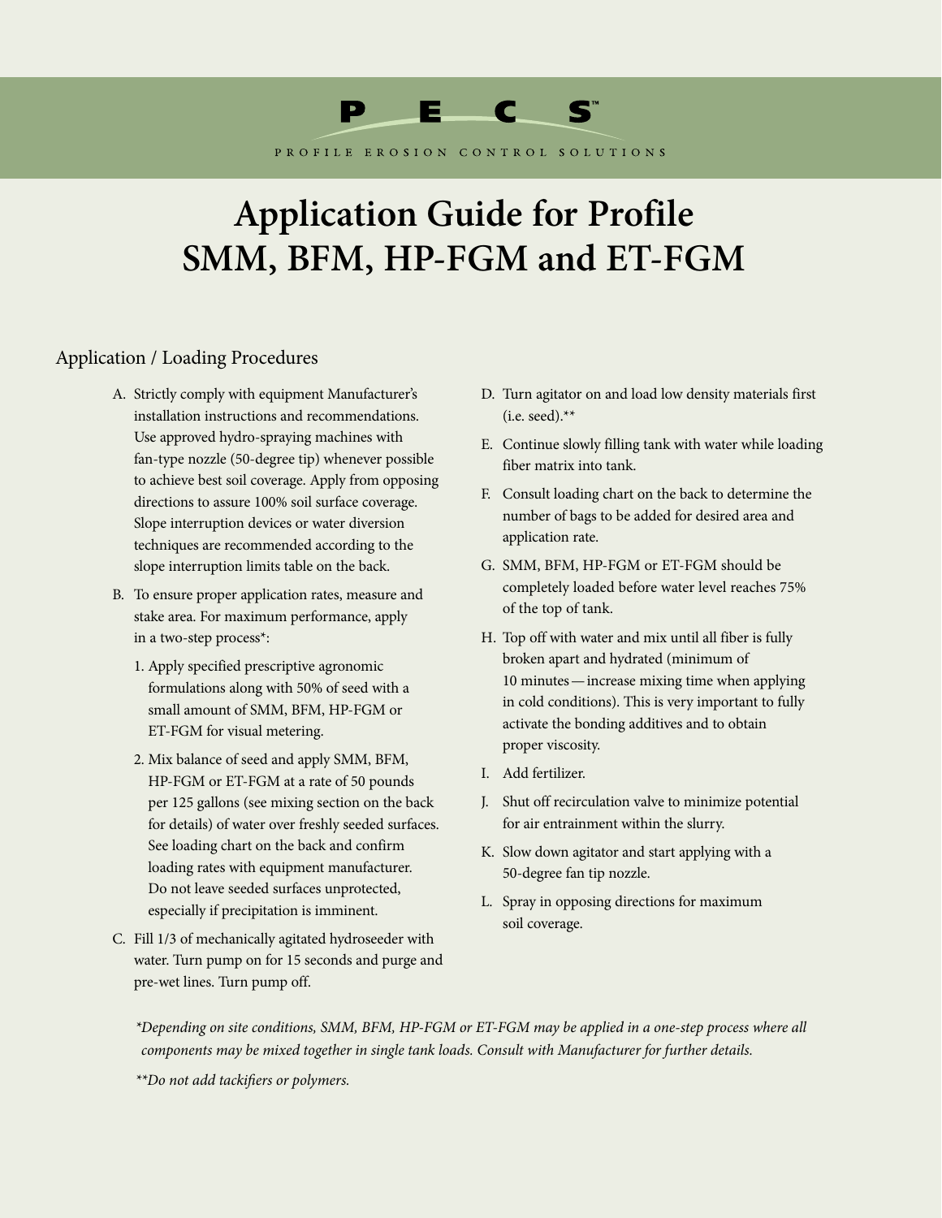PECS™

PROFILE EROSION CONTROL SOLUTIONS

# Application Guide for Profile SMM, BFM, HP-FGM and ET-FGM

## Application / Loading Procedures

A. Strictly comply with equipment Manufacturer's installation instructions and recommendations. Use approved hydro-spraying machines with fan-type nozzle (50-degree tip) whenever possible to achieve best soil coverage. Apply from opposing directions to assure 100% soil surface coverage. Slope interruption devices or water diversion techniques are recommended according to the slope interruption limits table on the back.

B. To ensure proper application rates, measure and stake area. For maximum performance, apply in a two-step process*:

   1. Apply specified prescriptive agronomic formulations along with 50% of seed with a small amount of SMM, BFM, HP-FGM or ET-FGM for visual metering.
   2. Mix balance of seed and apply SMM, BFM, HP-FGM or ET-FGM at a rate of 50 pounds per 125 gallons (see mixing section on the back for details) of water over freshly seeded surfaces. See loading chart on the back and confirm loading rates with equipment manufacturer. Do not leave seeded surfaces unprotected, especially if precipitation is imminent.

C. Fill 1/3 of mechanically agitated hydroseeder with water. Turn pump on for 15 seconds and purge and pre-wet lines. Turn pump off.

D. Turn agitator on and load low density materials first (i.e. seed).**

E. Continue slowly filling tank with water while loading fiber matrix into tank.

F. Consult loading chart on the back to determine the number of bags to be added for desired area and application rate.

G. SMM, BFM, HP-FGM or ET-FGM should be completely loaded before water level reaches 75% of the top of tank.

H. Top off with water and mix until all fiber is fully broken apart and hydrated (minimum of 10 minutes — increase mixing time when applying in cold conditions). This is very important to fully activate the bonding additives and to obtain proper viscosity.

I. Add fertilizer.

J. Shut off recirculation valve to minimize potential for air entrainment within the slurry.

K. Slow down agitator and start applying with a 50-degree fan tip nozzle.

L. Spray in opposing directions for maximum soil coverage.

*\*Depending on site conditions, SMM, BFM, HP-FGM or ET-FGM may be applied in a one-step process where all components may be mixed together in single tank loads. Consult with Manufacturer for further details.*

*\*\*Do not add tackifiers or polymers.*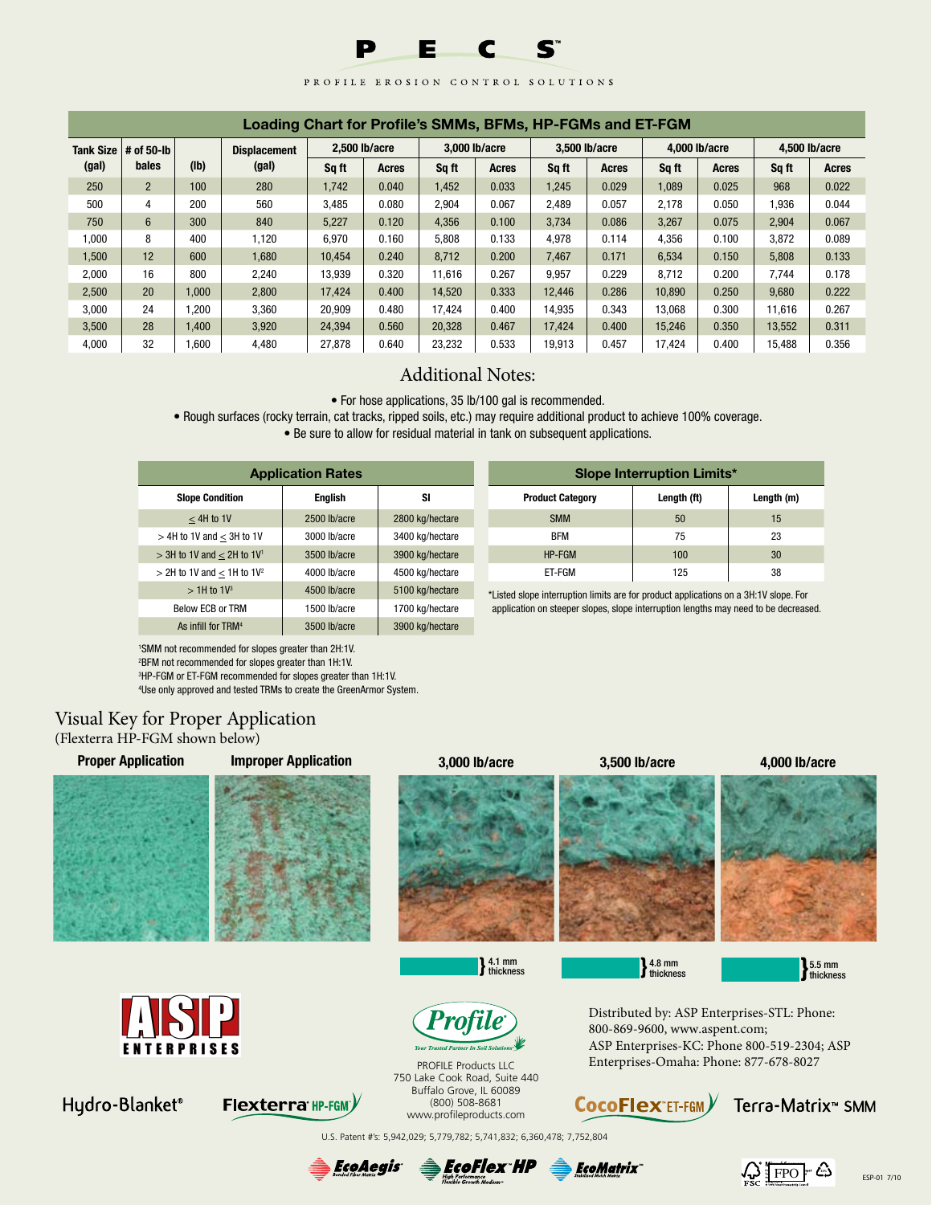# PECS™

PROFILE EROSION CONTROL SOLUTIONS

## Loading Chart for Profile's SMMs, BFMs, HP-FGMs and ET-FGM

| Tank Size (gal) | # of 50-lb bales | (lb) | Displacement (gal) | 2,500 lb/acre | | 3,000 lb/acre | | 3,500 lb/acre | | 4,000 lb/acre | | 4,500 lb/acre | |
|---|---|---|---|---|---|---|---|---|---|---|---|---|---|
| | | | | Sq ft | Acres | Sq ft | Acres | Sq ft | Acres | Sq ft | Acres | Sq ft | Acres |
| 250 | 2 | 100 | 280 | 1,742 | 0.040 | 1,452 | 0.033 | 1,245 | 0.029 | 1,089 | 0.025 | 968 | 0.022 |
| 500 | 4 | 200 | 560 | 3,485 | 0.080 | 2,904 | 0.067 | 2,489 | 0.057 | 2,178 | 0.050 | 1,936 | 0.044 |
| 750 | 6 | 300 | 840 | 5,227 | 0.120 | 4,356 | 0.100 | 3,734 | 0.086 | 3,267 | 0.075 | 2,904 | 0.067 |
| 1,000 | 8 | 400 | 1,120 | 6,970 | 0.160 | 5,808 | 0.133 | 4,978 | 0.114 | 4,356 | 0.100 | 3,872 | 0.089 |
| 1,500 | 12 | 600 | 1,680 | 10,454 | 0.240 | 8,712 | 0.200 | 7,467 | 0.171 | 6,534 | 0.150 | 5,808 | 0.133 |
| 2,000 | 16 | 800 | 2,240 | 13,939 | 0.320 | 11,616 | 0.267 | 9,957 | 0.229 | 8,712 | 0.200 | 7,744 | 0.178 |
| 2,500 | 20 | 1,000 | 2,800 | 17,424 | 0.400 | 14,520 | 0.333 | 12,446 | 0.286 | 10,890 | 0.250 | 9,680 | 0.222 |
| 3,000 | 24 | 1,200 | 3,360 | 20,909 | 0.480 | 17,424 | 0.400 | 14,935 | 0.343 | 13,068 | 0.300 | 11,616 | 0.267 |
| 3,500 | 28 | 1,400 | 3,920 | 24,394 | 0.560 | 20,328 | 0.467 | 17,424 | 0.400 | 15,246 | 0.350 | 13,552 | 0.311 |
| 4,000 | 32 | 1,600 | 4,480 | 27,878 | 0.640 | 23,232 | 0.533 | 19,913 | 0.457 | 17,424 | 0.400 | 15,488 | 0.356 |

## Additional Notes:

- For hose applications, 35 lb/100 gal is recommended.
- Rough surfaces (rocky terrain, cat tracks, ripped soils, etc.) may require additional product to achieve 100% coverage.
- Be sure to allow for residual material in tank on subsequent applications.

### Application Rates

| Slope Condition | English | SI |
|---|---|---|
| ≤ 4H to 1V | 2500 lb/acre | 2800 kg/hectare |
| > 4H to 1V and ≤ 3H to 1V | 3000 lb/acre | 3400 kg/hectare |
| > 3H to 1V and ≤ 2H to 1V[1] | 3500 lb/acre | 3900 kg/hectare |
| > 2H to 1V and ≤ 1H to 1V[2] | 4000 lb/acre | 4500 kg/hectare |
| > 1H to 1V[3] | 4500 lb/acre | 5100 kg/hectare |
| Below ECB or TRM | 1500 lb/acre | 1700 kg/hectare |
| As infill for TRM[4] | 3500 lb/acre | 3900 kg/hectare |

[1]SMM not recommended for slopes greater than 2H:1V.
[2]BFM not recommended for slopes greater than 1H:1V.
[3]HP-FGM or ET-FGM recommended for slopes greater than 1H:1V.
[4]Use only approved and tested TRMs to create the GreenArmor System.

### Slope Interruption Limits*

| Product Category | Length (ft) | Length (m) |
|---|---|---|
| SMM | 50 | 15 |
| BFM | 75 | 23 |
| HP-FGM | 100 | 30 |
| ET-FGM | 125 | 38 |

*Listed slope interruption limits are for product applications on a 3H:1V slope. For application on steeper slopes, slope interruption lengths may need to be decreased.

## Visual Key for Proper Application

(Flexterra HP-FGM shown below)

**Proper Application**

**Improper Application**

**3,000 lb/acre**

4.1 mm thickness

**3,500 lb/acre**

4.8 mm thickness

**4,000 lb/acre**

5.5 mm thickness

ASP ENTERPRISES

Profile® Your Trusted Partner In Soil Solutions

PROFILE Products LLC
750 Lake Cook Road, Suite 440
Buffalo Grove, IL 60089
(800) 508-8681
www.profileproducts.com

Distributed by: ASP Enterprises-STL: Phone: 800-869-9600, www.aspent.com; ASP Enterprises-KC: Phone 800-519-2304; ASP Enterprises-Omaha: Phone: 877-678-8027

Hydro-Blanket® Flexterra® HP-FGM CocoFlex® ET-FGM Terra-Matrix™ SMM

U.S. Patent #'s: 5,942,029; 5,779,782; 5,741,832; 6,360,478; 7,752,804

EcoAegis® EcoFlex® HP EcoMatrix®

ESP-01 7/10